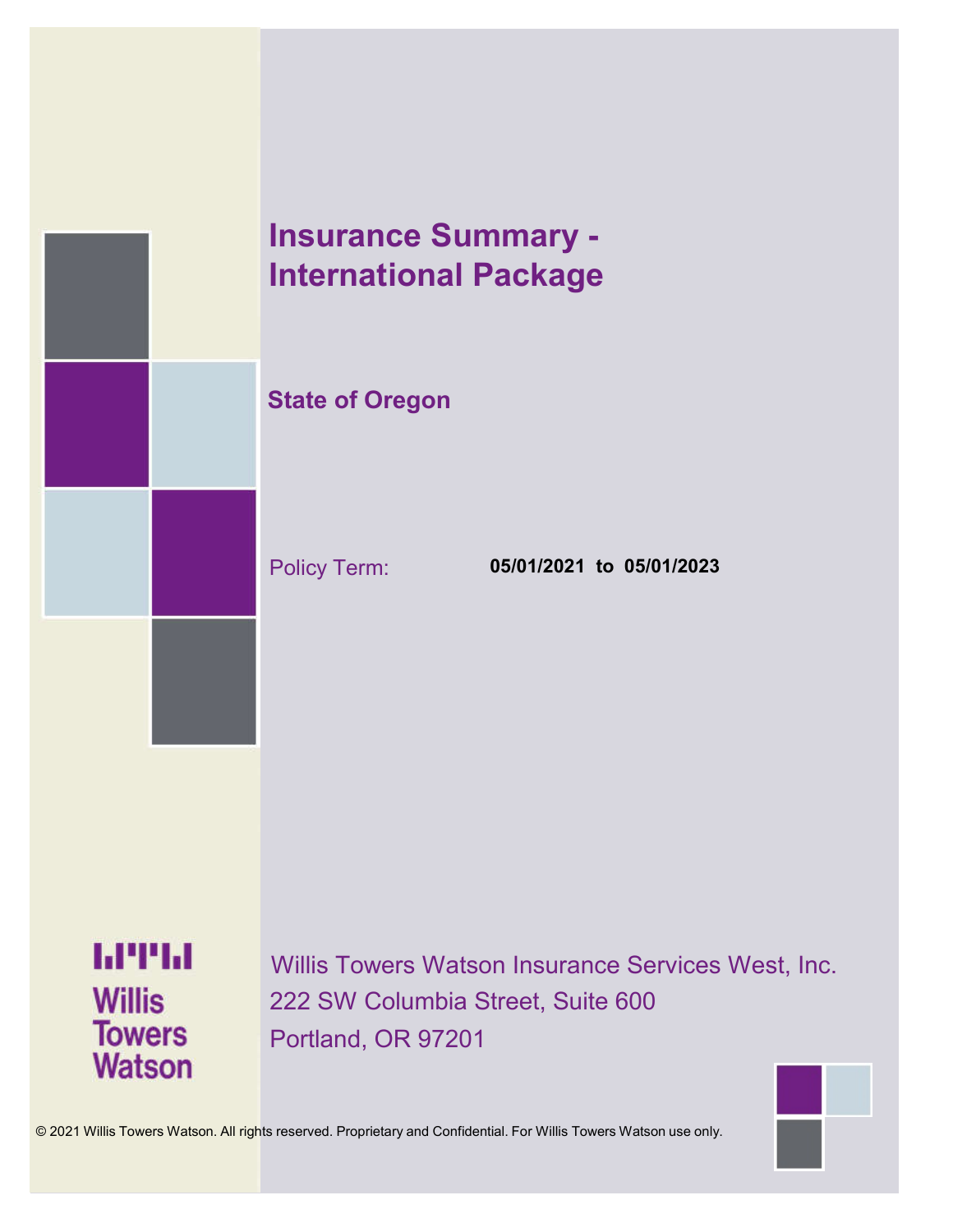# Insurance Summary - International Package

## State of Oregon

Policy Term: **05/01/2021 to 05/01/2023**

Willis Towers Watson

Willis Towers Watson Insurance Services West, Inc.
222 SW Columbia Street, Suite 600
Portland, OR 97201

© 2021 Willis Towers Watson. All rights reserved. Proprietary and Confidential. For Willis Towers Watson use only.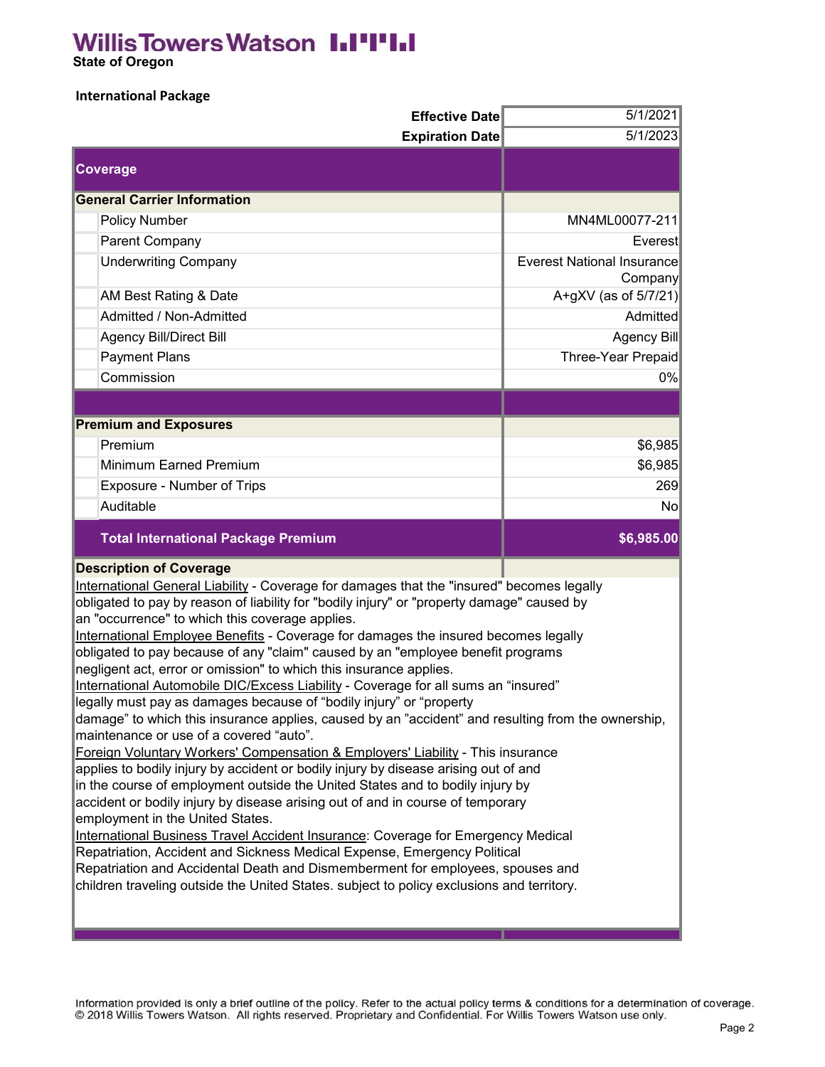Willis Towers Watson

**State of Oregon**

## International Package

| | |
|---|---|
| **Effective Date** | 5/1/2021 |
| **Expiration Date** | 5/1/2023 |
| **Coverage** | |
| **General Carrier Information** | |
| Policy Number | MN4ML00077-211 |
| Parent Company | Everest |
| Underwriting Company | Everest National Insurance Company |
| AM Best Rating & Date | A+gXV (as of 5/7/21) |
| Admitted / Non-Admitted | Admitted |
| Agency Bill/Direct Bill | Agency Bill |
| Payment Plans | Three-Year Prepaid |
| Commission | 0% |
| **Premium and Exposures** | |
| Premium | $6,985 |
| Minimum Earned Premium | $6,985 |
| Exposure - Number of Trips | 269 |
| Auditable | No |
| **Total International Package Premium** | **$6,985.00** |

**Description of Coverage**

International General Liability - Coverage for damages that the "insured" becomes legally obligated to pay by reason of liability for "bodily injury" or "property damage" caused by an "occurrence" to which this coverage applies.

International Employee Benefits - Coverage for damages the insured becomes legally obligated to pay because of any "claim" caused by an "employee benefit programs negligent act, error or omission" to which this insurance applies.

International Automobile DIC/Excess Liability - Coverage for all sums an “insured” legally must pay as damages because of “bodily injury” or “property damage” to which this insurance applies, caused by an ”accident” and resulting from the ownership, maintenance or use of a covered “auto”.

Foreign Voluntary Workers' Compensation & Employers' Liability - This insurance applies to bodily injury by accident or bodily injury by disease arising out of and in the course of employment outside the United States and to bodily injury by accident or bodily injury by disease arising out of and in course of temporary employment in the United States.

International Business Travel Accident Insurance: Coverage for Emergency Medical Repatriation, Accident and Sickness Medical Expense, Emergency Political Repatriation and Accidental Death and Dismemberment for employees, spouses and children traveling outside the United States. subject to policy exclusions and territory.

Information provided is only a brief outline of the policy. Refer to the actual policy terms & conditions for a determination of coverage.
© 2018 Willis Towers Watson. All rights reserved. Proprietary and Confidential. For Willis Towers Watson use only.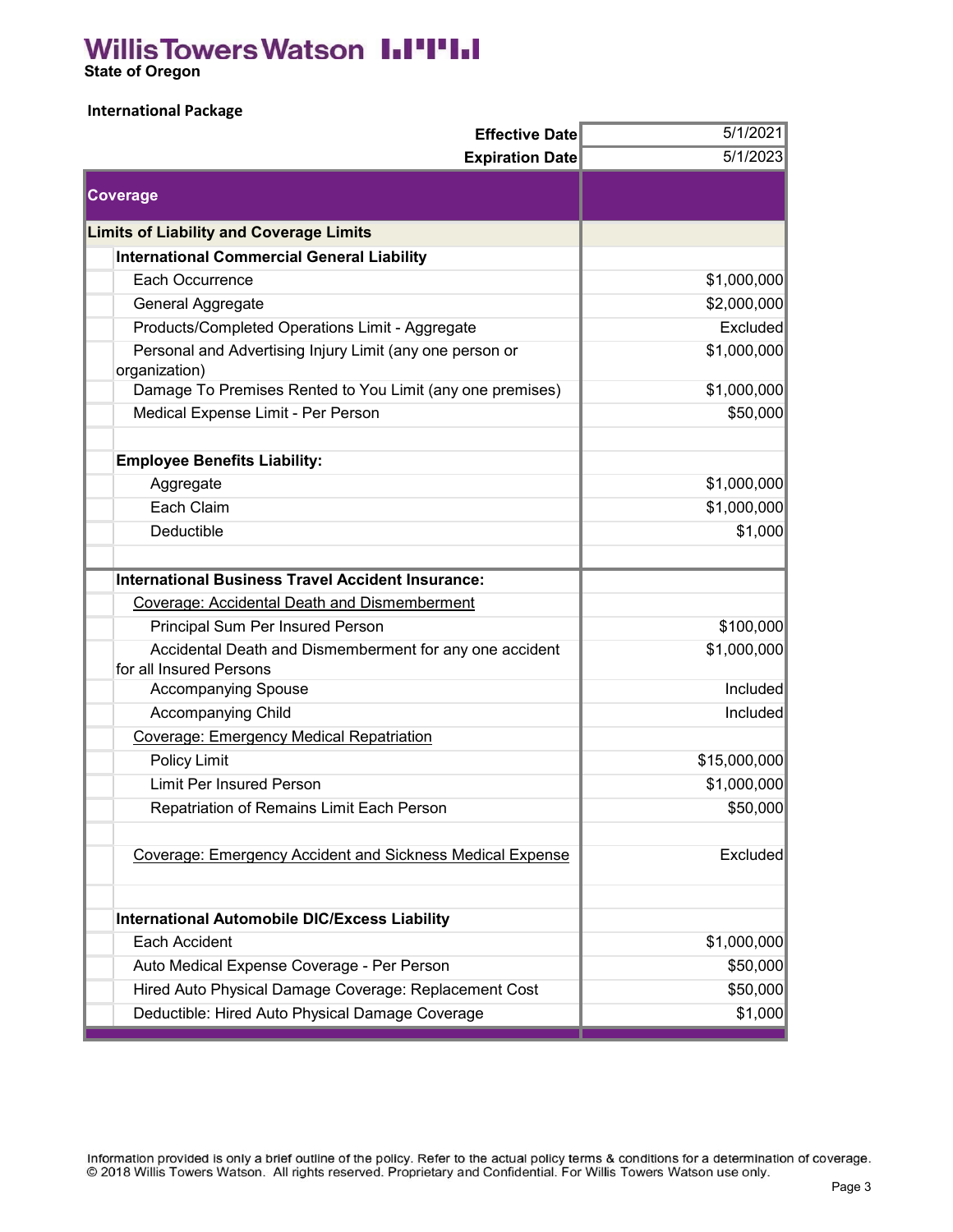Willis Towers Watson

State of Oregon

**International Package**

| | |
|---|---|
| **Effective Date** | 5/1/2021 |
| **Expiration Date** | 5/1/2023 |

| **Coverage** | |
|---|---|
| **Limits of Liability and Coverage Limits** | |
| **International Commercial General Liability** | |
| Each Occurrence | $1,000,000 |
| General Aggregate | $2,000,000 |
| Products/Completed Operations Limit - Aggregate | Excluded |
| Personal and Advertising Injury Limit (any one person or organization) | $1,000,000 |
| Damage To Premises Rented to You Limit (any one premises) | $1,000,000 |
| Medical Expense Limit - Per Person | $50,000 |
| | |
| **Employee Benefits Liability:** | |
| Aggregate | $1,000,000 |
| Each Claim | $1,000,000 |
| Deductible | $1,000 |
| | |
| **International Business Travel Accident Insurance:** | |
| Coverage: Accidental Death and Dismemberment | |
| Principal Sum Per Insured Person | $100,000 |
| Accidental Death and Dismemberment for any one accident for all Insured Persons | $1,000,000 |
| Accompanying Spouse | Included |
| Accompanying Child | Included |
| Coverage: Emergency Medical Repatriation | |
| Policy Limit | $15,000,000 |
| Limit Per Insured Person | $1,000,000 |
| Repatriation of Remains Limit Each Person | $50,000 |
| | |
| Coverage: Emergency Accident and Sickness Medical Expense | Excluded |
| | |
| **International Automobile DIC/Excess Liability** | |
| Each Accident | $1,000,000 |
| Auto Medical Expense Coverage - Per Person | $50,000 |
| Hired Auto Physical Damage Coverage: Replacement Cost | $50,000 |
| Deductible: Hired Auto Physical Damage Coverage | $1,000 |

Information provided is only a brief outline of the policy. Refer to the actual policy terms & conditions for a determination of coverage.
© 2018 Willis Towers Watson. All rights reserved. Proprietary and Confidential. For Willis Towers Watson use only.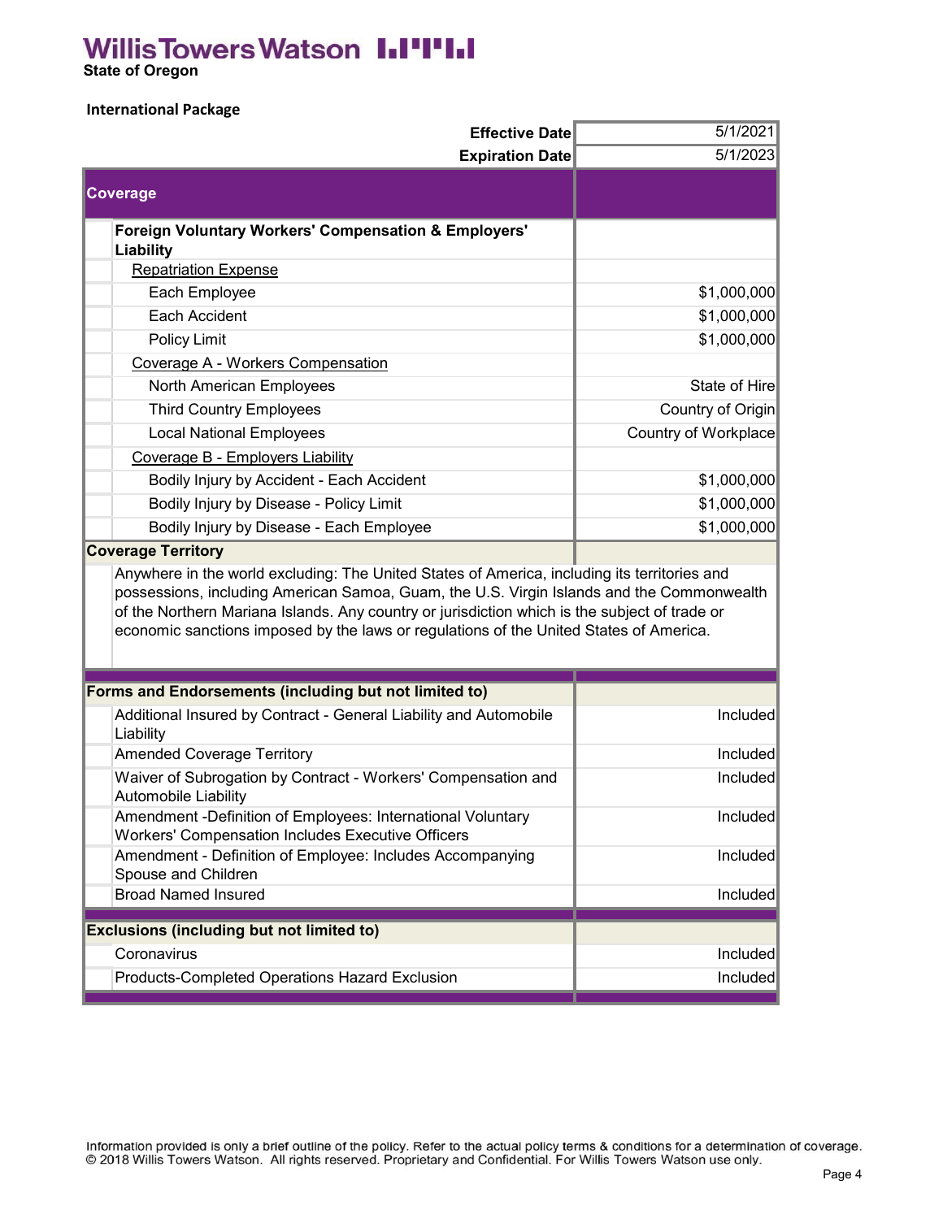Willis Towers Watson

State of Oregon

**International Package**

| | |
|---|---|
| **Effective Date** | 5/1/2021 |
| **Expiration Date** | 5/1/2023 |
| **Coverage** | |
| **Foreign Voluntary Workers' Compensation & Employers' Liability** | |
| Repatriation Expense | |
| Each Employee | $1,000,000 |
| Each Accident | $1,000,000 |
| Policy Limit | $1,000,000 |
| Coverage A - Workers Compensation | |
| North American Employees | State of Hire |
| Third Country Employees | Country of Origin |
| Local National Employees | Country of Workplace |
| Coverage B - Employers Liability | |
| Bodily Injury by Accident - Each Accident | $1,000,000 |
| Bodily Injury by Disease - Policy Limit | $1,000,000 |
| Bodily Injury by Disease - Each Employee | $1,000,000 |
| **Coverage Territory** | |
| Anywhere in the world excluding: The United States of America, including its territories and possessions, including American Samoa, Guam, the U.S. Virgin Islands and the Commonwealth of the Northern Mariana Islands. Any country or jurisdiction which is the subject of trade or economic sanctions imposed by the laws or regulations of the United States of America. | |
| **Forms and Endorsements (including but not limited to)** | |
| Additional Insured by Contract - General Liability and Automobile Liability | Included |
| Amended Coverage Territory | Included |
| Waiver of Subrogation by Contract - Workers' Compensation and Automobile Liability | Included |
| Amendment -Definition of Employees: International Voluntary Workers' Compensation Includes Executive Officers | Included |
| Amendment - Definition of Employee: Includes Accompanying Spouse and Children | Included |
| Broad Named Insured | Included |
| **Exclusions (including but not limited to)** | |
| Coronavirus | Included |
| Products-Completed Operations Hazard Exclusion | Included |

Information provided is only a brief outline of the policy. Refer to the actual policy terms & conditions for a determination of coverage.
© 2018 Willis Towers Watson. All rights reserved. Proprietary and Confidential. For Willis Towers Watson use only.